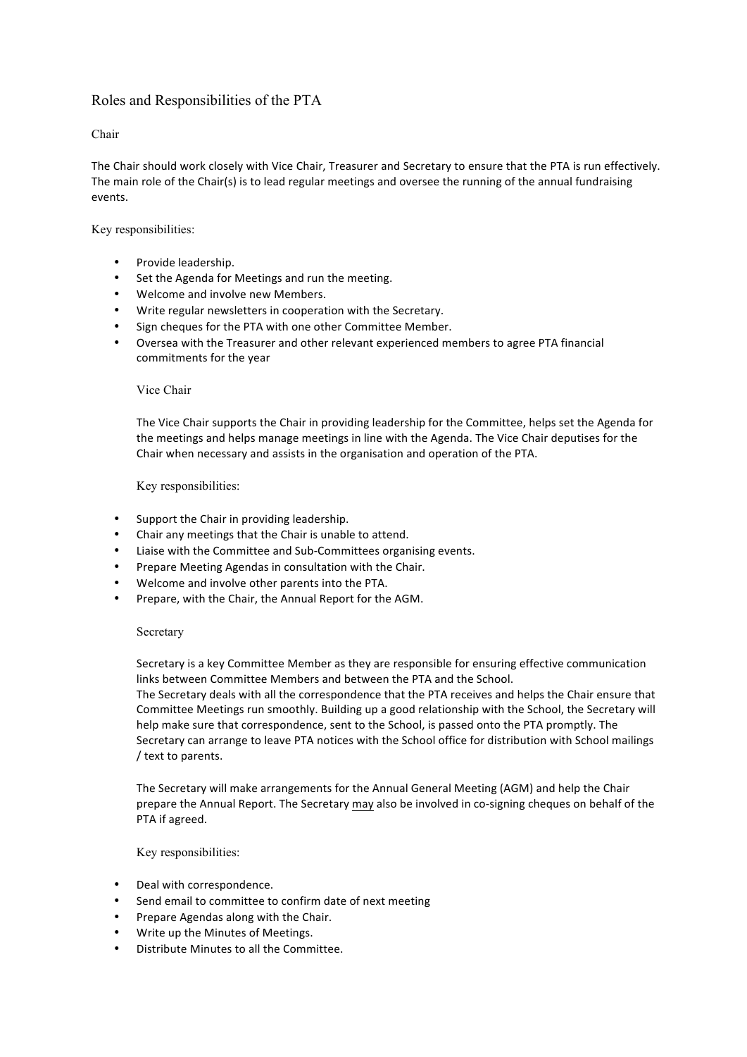# Roles and Responsibilities of the PTA

## Chair

The Chair should work closely with Vice Chair, Treasurer and Secretary to ensure that the PTA is run effectively. The main role of the Chair(s) is to lead regular meetings and oversee the running of the annual fundraising events.

Key responsibilities:

- Provide leadership.
- Set the Agenda for Meetings and run the meeting.
- Welcome and involve new Members.
- Write regular newsletters in cooperation with the Secretary.
- Sign cheques for the PTA with one other Committee Member.
- Oversea with the Treasurer and other relevant experienced members to agree PTA financial commitments for the year

## Vice Chair

The Vice Chair supports the Chair in providing leadership for the Committee, helps set the Agenda for the meetings and helps manage meetings in line with the Agenda. The Vice Chair deputises for the Chair when necessary and assists in the organisation and operation of the PTA.

Key responsibilities:

- Support the Chair in providing leadership.
- Chair any meetings that the Chair is unable to attend.
- Liaise with the Committee and Sub-Committees organising events.
- Prepare Meeting Agendas in consultation with the Chair.
- Welcome and involve other parents into the PTA.
- Prepare, with the Chair, the Annual Report for the AGM.

## Secretary

Secretary is a key Committee Member as they are responsible for ensuring effective communication links between Committee Members and between the PTA and the School.
The Secretary deals with all the correspondence that the PTA receives and helps the Chair ensure that Committee Meetings run smoothly. Building up a good relationship with the School, the Secretary will help make sure that correspondence, sent to the School, is passed onto the PTA promptly. The Secretary can arrange to leave PTA notices with the School office for distribution with School mailings / text to parents.

The Secretary will make arrangements for the Annual General Meeting (AGM) and help the Chair prepare the Annual Report. The Secretary <u>may</u> also be involved in co-signing cheques on behalf of the PTA if agreed.

Key responsibilities:

- Deal with correspondence.
- Send email to committee to confirm date of next meeting
- Prepare Agendas along with the Chair.
- Write up the Minutes of Meetings.
- Distribute Minutes to all the Committee.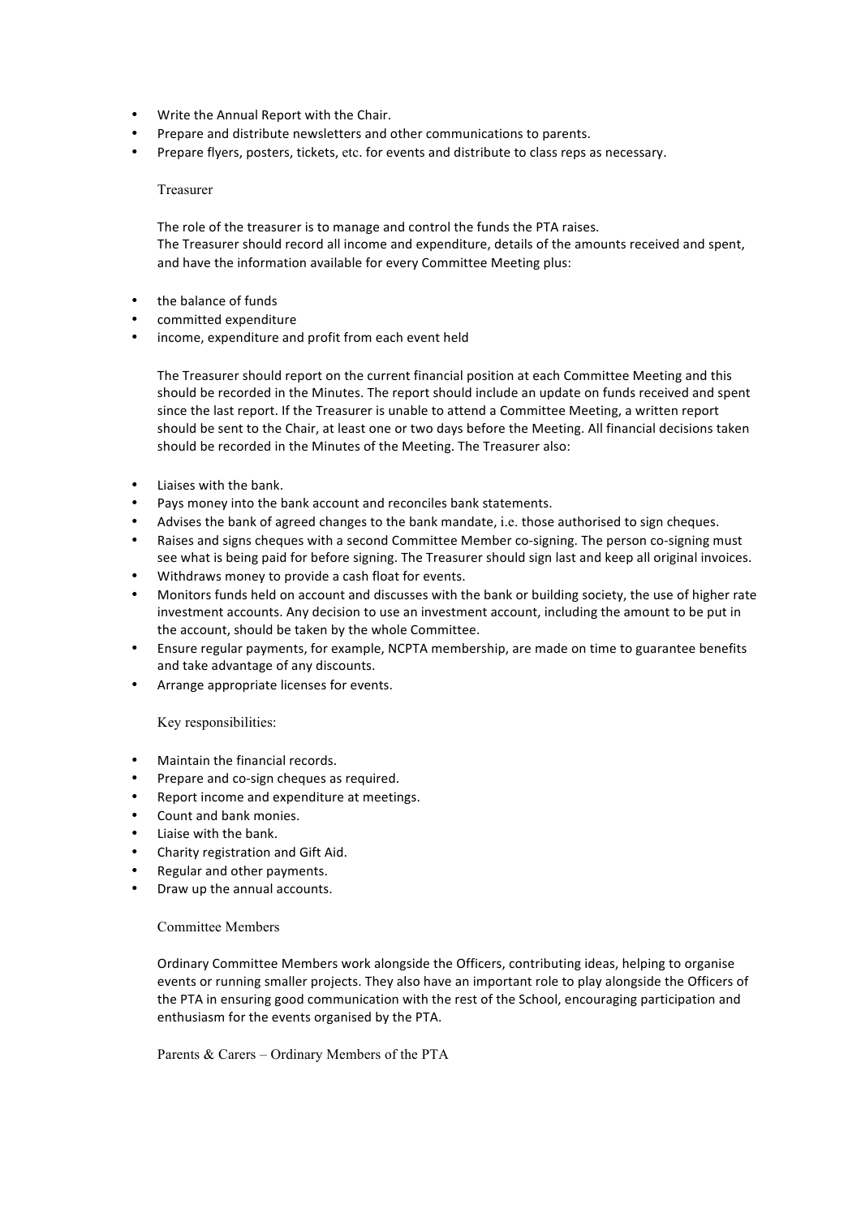- Write the Annual Report with the Chair.
- Prepare and distribute newsletters and other communications to parents.
- Prepare flyers, posters, tickets, etc. for events and distribute to class reps as necessary.

### Treasurer

The role of the treasurer is to manage and control the funds the PTA raises.
The Treasurer should record all income and expenditure, details of the amounts received and spent, and have the information available for every Committee Meeting plus:

- the balance of funds
- committed expenditure
- income, expenditure and profit from each event held

The Treasurer should report on the current financial position at each Committee Meeting and this should be recorded in the Minutes. The report should include an update on funds received and spent since the last report. If the Treasurer is unable to attend a Committee Meeting, a written report should be sent to the Chair, at least one or two days before the Meeting. All financial decisions taken should be recorded in the Minutes of the Meeting. The Treasurer also:

- Liaises with the bank.
- Pays money into the bank account and reconciles bank statements.
- Advises the bank of agreed changes to the bank mandate, i.e. those authorised to sign cheques.
- Raises and signs cheques with a second Committee Member co-signing. The person co-signing must see what is being paid for before signing. The Treasurer should sign last and keep all original invoices.
- Withdraws money to provide a cash float for events.
- Monitors funds held on account and discusses with the bank or building society, the use of higher rate investment accounts. Any decision to use an investment account, including the amount to be put in the account, should be taken by the whole Committee.
- Ensure regular payments, for example, NCPTA membership, are made on time to guarantee benefits and take advantage of any discounts.
- Arrange appropriate licenses for events.

Key responsibilities:

- Maintain the financial records.
- Prepare and co-sign cheques as required.
- Report income and expenditure at meetings.
- Count and bank monies.
- Liaise with the bank.
- Charity registration and Gift Aid.
- Regular and other payments.
- Draw up the annual accounts.

### Committee Members

Ordinary Committee Members work alongside the Officers, contributing ideas, helping to organise events or running smaller projects. They also have an important role to play alongside the Officers of the PTA in ensuring good communication with the rest of the School, encouraging participation and enthusiasm for the events organised by the PTA.

### Parents & Carers – Ordinary Members of the PTA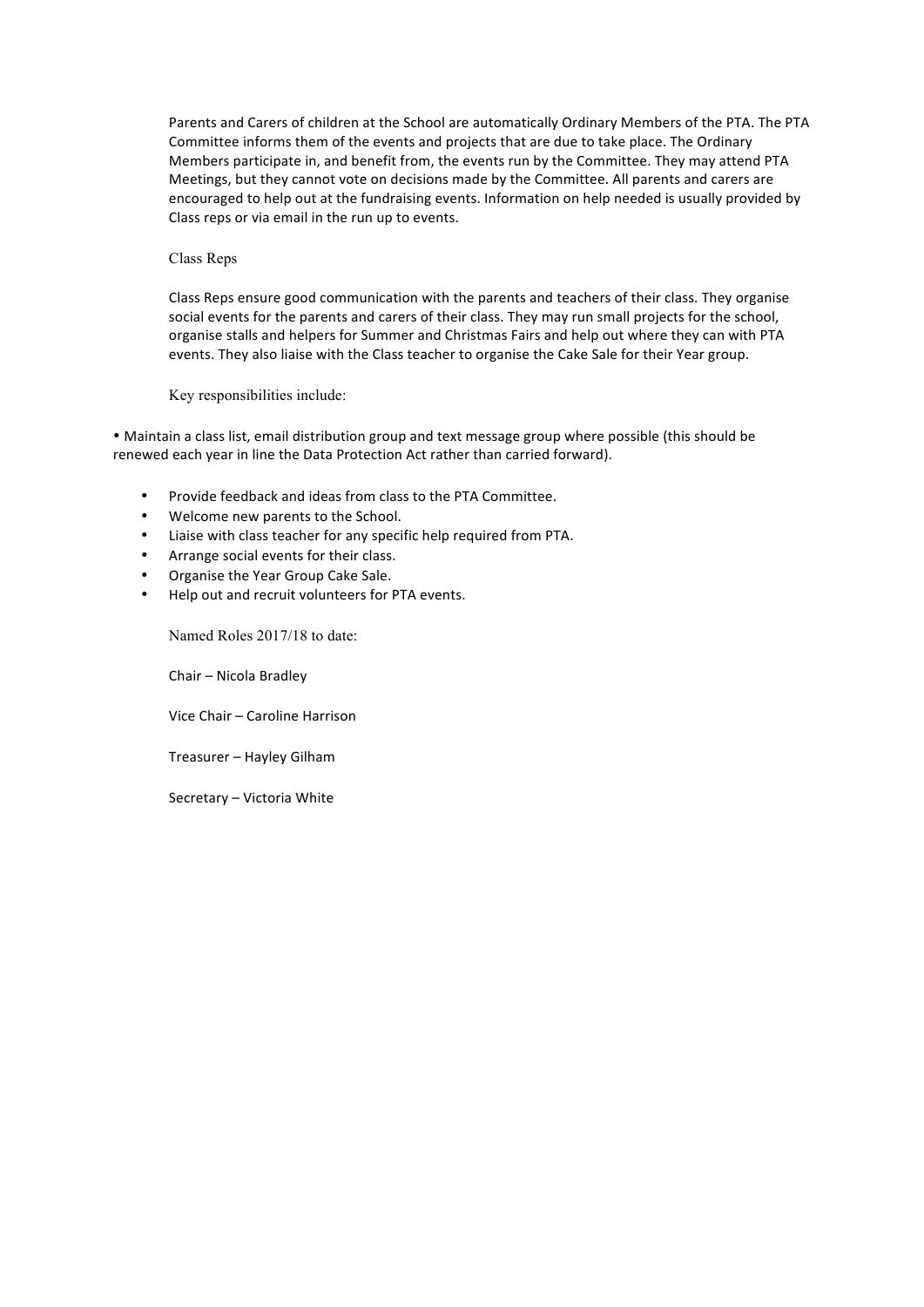Parents and Carers of children at the School are automatically Ordinary Members of the PTA. The PTA Committee informs them of the events and projects that are due to take place. The Ordinary Members participate in, and benefit from, the events run by the Committee. They may attend PTA Meetings, but they cannot vote on decisions made by the Committee. All parents and carers are encouraged to help out at the fundraising events. Information on help needed is usually provided by Class reps or via email in the run up to events.

### Class Reps

Class Reps ensure good communication with the parents and teachers of their class. They organise social events for the parents and carers of their class. They may run small projects for the school, organise stalls and helpers for Summer and Christmas Fairs and help out where they can with PTA events. They also liaise with the Class teacher to organise the Cake Sale for their Year group.

Key responsibilities include:

- Maintain a class list, email distribution group and text message group where possible (this should be renewed each year in line the Data Protection Act rather than carried forward).
- Provide feedback and ideas from class to the PTA Committee.
- Welcome new parents to the School.
- Liaise with class teacher for any specific help required from PTA.
- Arrange social events for their class.
- Organise the Year Group Cake Sale.
- Help out and recruit volunteers for PTA events.

Named Roles 2017/18 to date:

Chair – Nicola Bradley

Vice Chair – Caroline Harrison

Treasurer – Hayley Gilham

Secretary – Victoria White